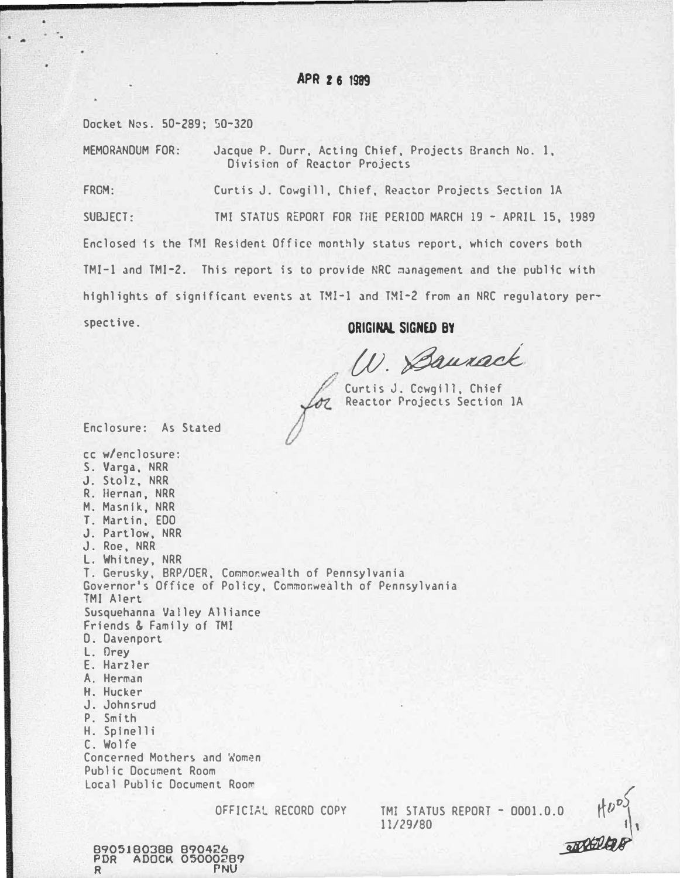APR 26 1989

Docket Nos. 50-289; 50-320

MEMORANDUM FOR: Jacque P. Durr, Acting Chief, Projects Branch No. 1, Division of Reactor Projects

FROM: Curtis J. Cowgill, Chief, Reactor Projects Section 1A

SUBJECT: TMI STATUS REPORT FOR THE PERIOD MARCH 19 - APRIL 15, 1989

Enclosed is the TMI Resident Office monthly status report, which covers both TMI-1 and TMI-2. This report is to provide NRC management and the public with highlights of significant events at TMI-1 and TMI-2 from an NRC regulatory perspective.

**ORIGINAL SIGNED BY**

W. Baunack

for Curtis J. Cowgill, Chief
Reactor Projects Section 1A

Enclosure: As Stated

cc w/enclosure:
S. Varga, NRR
J. Stolz, NRR
R. Hernan, NRR
M. Masnik, NRR
T. Martin, EDO
J. Partlow, NRR
J. Roe, NRR
L. Whitney, NRR
T. Gerusky, BRP/DER, Commonwealth of Pennsylvania
Governor's Office of Policy, Commonwealth of Pennsylvania
TMI Alert
Susquehanna Valley Alliance
Friends & Family of TMI
D. Davenport
L. Drey
E. Harzler
A. Herman
H. Hucker
J. Johnsrud
P. Smith
H. Spinelli
C. Wolfe
Concerned Mothers and Women
Public Document Room
Local Public Document Room

OFFICIAL RECORD COPY TMI STATUS REPORT - 0001.0.0 11/29/80

8905180388 890426
PDR ADOCK 05000289
R PNU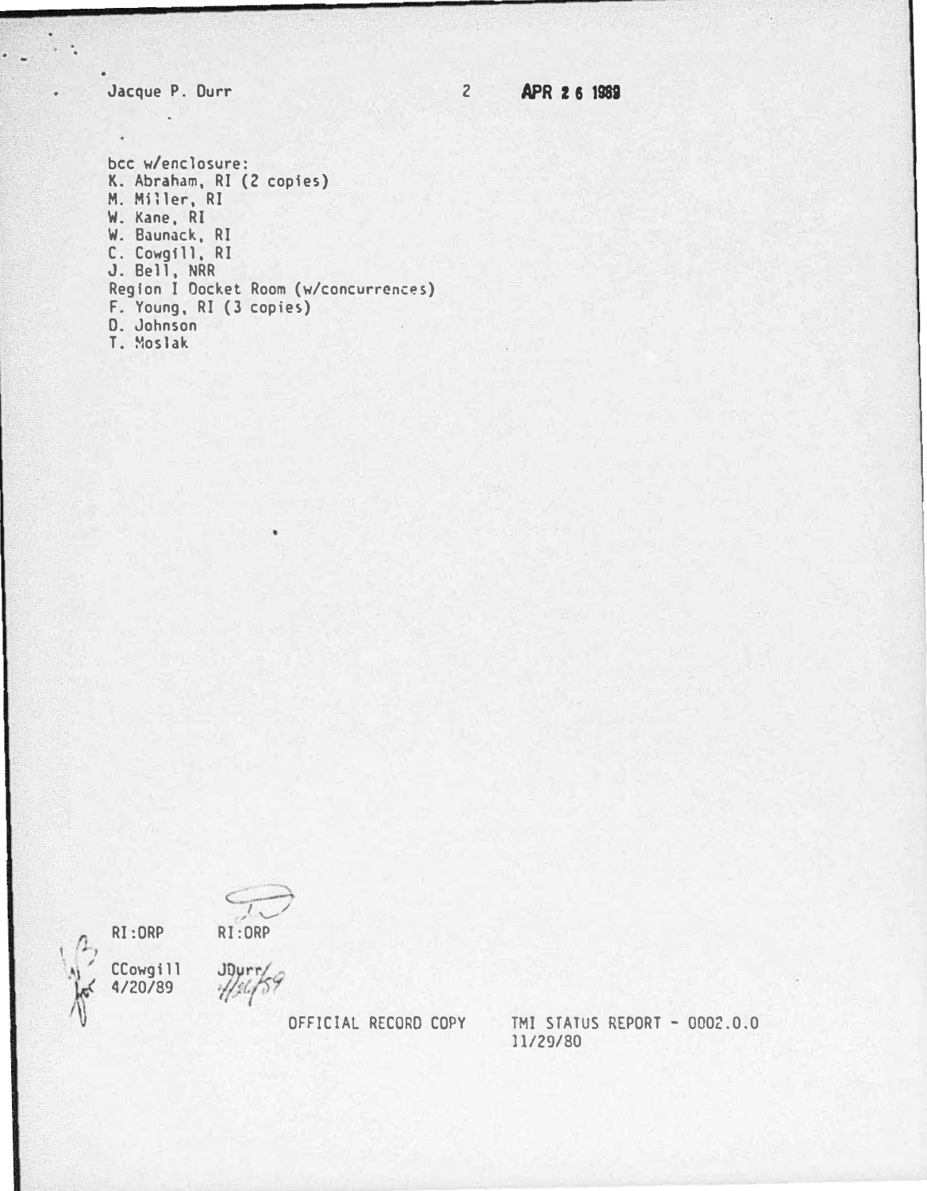Jacque P. Durr

APR 26 1989

bcc w/enclosure:
K. Abraham, RI (2 copies)
M. Miller, RI
W. Kane, RI
W. Baunack, RI
C. Cowgill, RI
J. Bell, NRR
Region I Docket Room (w/concurrences)
F. Young, RI (3 copies)
D. Johnson
T. Moslak

| RI:ORP | RI:ORP |
|---|---|
| CCowgill | JDurr |
| 4/20/89 | 4/26/89 |

OFFICIAL RECORD COPY

TMI STATUS REPORT - 0002.0.0
11/29/80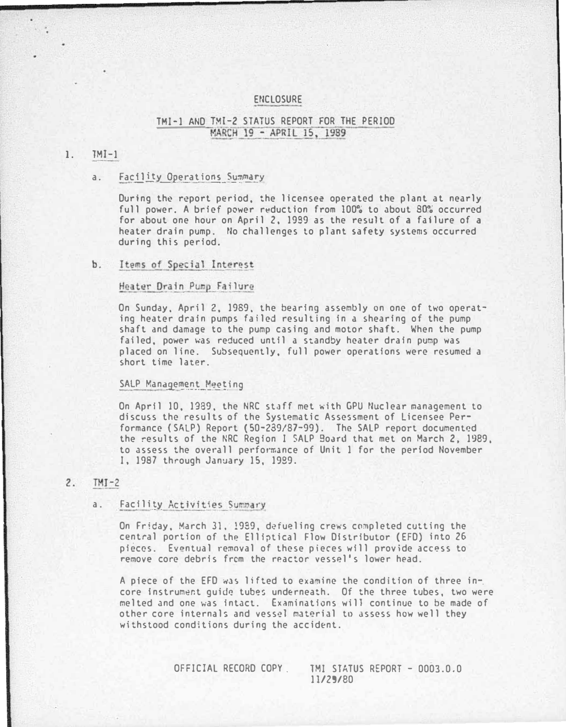# ENCLOSURE

## TMI-1 AND TMI-2 STATUS REPORT FOR THE PERIOD MARCH 19 - APRIL 15, 1989

1. TMI-1

   a. Facility Operations Summary

   During the report period, the licensee operated the plant at nearly full power. A brief power reduction from 100% to about 80% occurred for about one hour on April 2, 1989 as the result of a failure of a heater drain pump. No challenges to plant safety systems occurred during this period.

   b. Items of Special Interest

   Heater Drain Pump Failure

   On Sunday, April 2, 1989, the bearing assembly on one of two operating heater drain pumps failed resulting in a shearing of the pump shaft and damage to the pump casing and motor shaft. When the pump failed, power was reduced until a standby heater drain pump was placed on line. Subsequently, full power operations were resumed a short time later.

   SALP Management Meeting

   On April 10, 1989, the NRC staff met with GPU Nuclear management to discuss the results of the Systematic Assessment of Licensee Performance (SALP) Report (50-289/87-99). The SALP report documented the results of the NRC Region I SALP Board that met on March 2, 1989, to assess the overall performance of Unit 1 for the period November 1, 1987 through January 15, 1989.

2. TMI-2

   a. Facility Activities Summary

   On Friday, March 31, 1989, defueling crews completed cutting the central portion of the Elliptical Flow Distributor (EFD) into 26 pieces. Eventual removal of these pieces will provide access to remove core debris from the reactor vessel's lower head.

   A piece of the EFD was lifted to examine the condition of three in-core instrument guide tubes underneath. Of the three tubes, two were melted and one was intact. Examinations will continue to be made of other core internals and vessel material to assess how well they withstood conditions during the accident.

OFFICIAL RECORD COPY TMI STATUS REPORT - 0003.0.0 11/29/80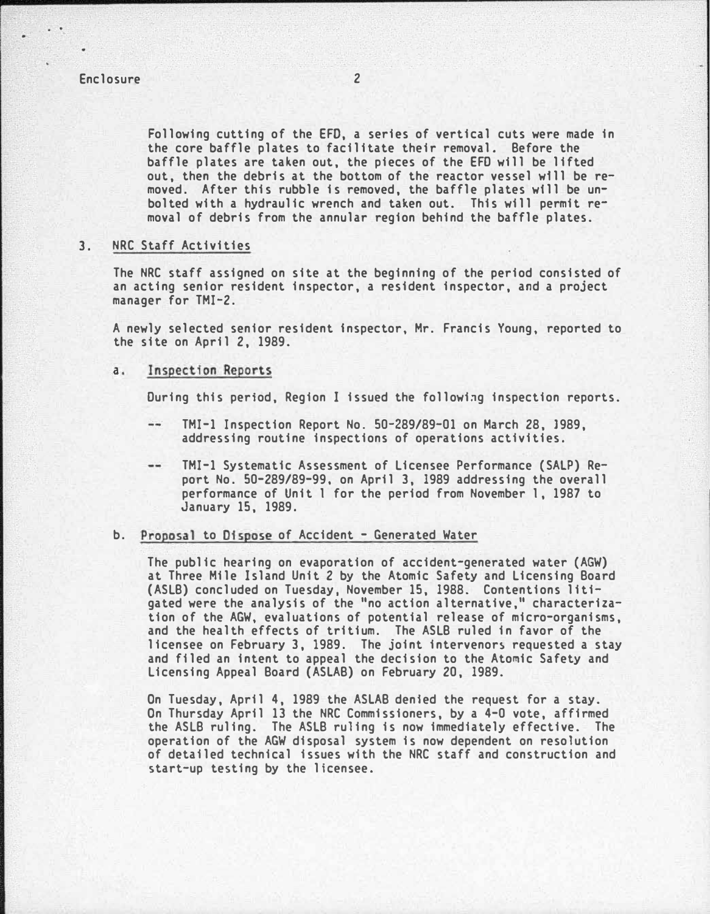Following cutting of the EFD, a series of vertical cuts were made in the core baffle plates to facilitate their removal. Before the baffle plates are taken out, the pieces of the EFD will be lifted out, then the debris at the bottom of the reactor vessel will be removed. After this rubble is removed, the baffle plates will be unbolted with a hydraulic wrench and taken out. This will permit removal of debris from the annular region behind the baffle plates.

## 3. NRC Staff Activities

The NRC staff assigned on site at the beginning of the period consisted of an acting senior resident inspector, a resident inspector, and a project manager for TMI-2.

A newly selected senior resident inspector, Mr. Francis Young, reported to the site on April 2, 1989.

### a. Inspection Reports

During this period, Region I issued the following inspection reports.

- TMI-1 Inspection Report No. 50-289/89-01 on March 28, 1989, addressing routine inspections of operations activities.
- TMI-1 Systematic Assessment of Licensee Performance (SALP) Report No. 50-289/89-99, on April 3, 1989 addressing the overall performance of Unit 1 for the period from November 1, 1987 to January 15, 1989.

### b. Proposal to Dispose of Accident - Generated Water

The public hearing on evaporation of accident-generated water (AGW) at Three Mile Island Unit 2 by the Atomic Safety and Licensing Board (ASLB) concluded on Tuesday, November 15, 1988. Contentions litigated were the analysis of the "no action alternative," characterization of the AGW, evaluations of potential release of micro-organisms, and the health effects of tritium. The ASLB ruled in favor of the licensee on February 3, 1989. The joint intervenors requested a stay and filed an intent to appeal the decision to the Atomic Safety and Licensing Appeal Board (ASLAB) on February 20, 1989.

On Tuesday, April 4, 1989 the ASLAB denied the request for a stay. On Thursday April 13 the NRC Commissioners, by a 4-0 vote, affirmed the ASLB ruling. The ASLB ruling is now immediately effective. The operation of the AGW disposal system is now dependent on resolution of detailed technical issues with the NRC staff and construction and start-up testing by the licensee.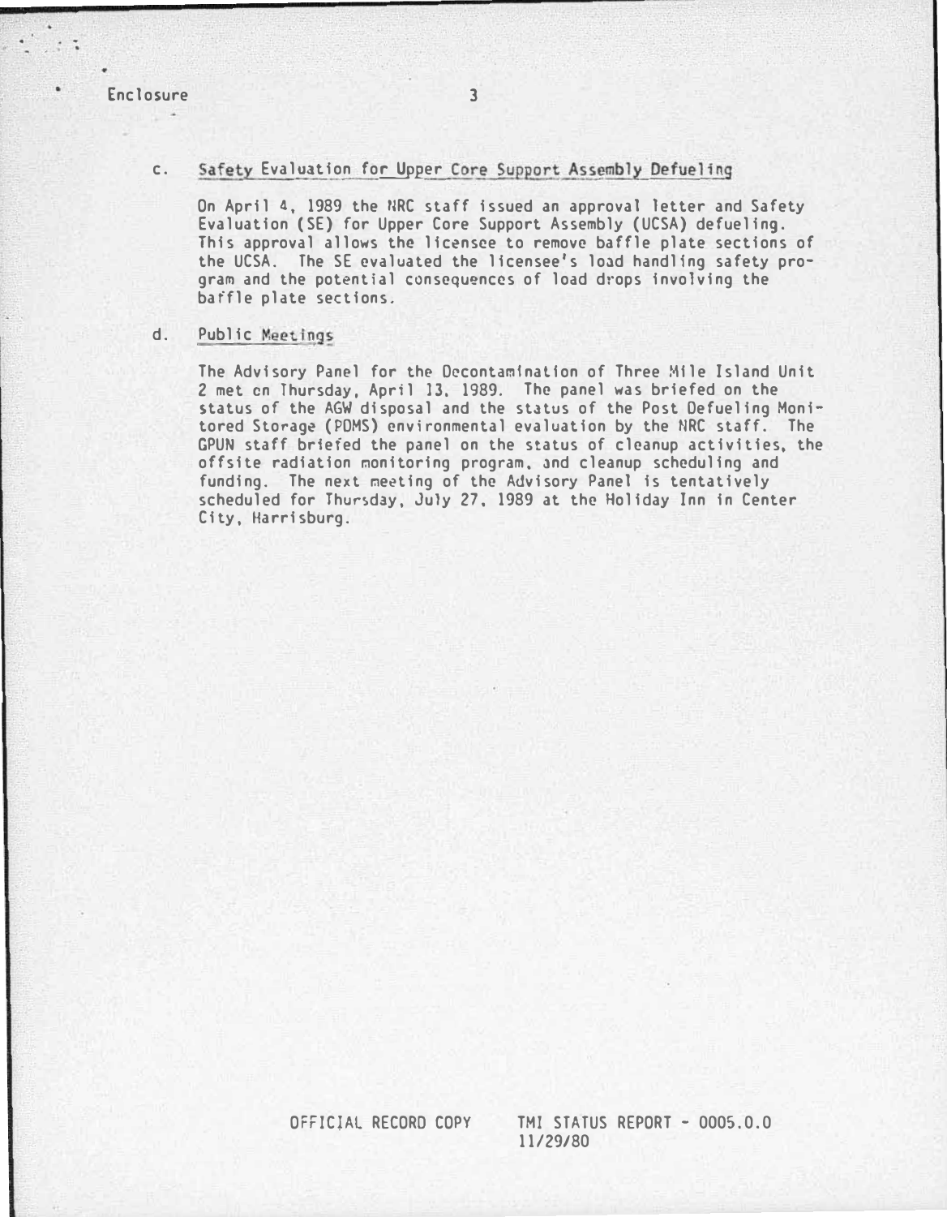Enclosure

c. Safety Evaluation for Upper Core Support Assembly Defueling

On April 4, 1989 the NRC staff issued an approval letter and Safety Evaluation (SE) for Upper Core Support Assembly (UCSA) defueling. This approval allows the licensee to remove baffle plate sections of the UCSA. The SE evaluated the licensee's load handling safety program and the potential consequences of load drops involving the baffle plate sections.

d. Public Meetings

The Advisory Panel for the Decontamination of Three Mile Island Unit 2 met on Thursday, April 13, 1989. The panel was briefed on the status of the AGW disposal and the status of the Post Defueling Monitored Storage (PDMS) environmental evaluation by the NRC staff. The GPUN staff briefed the panel on the status of cleanup activities, the offsite radiation monitoring program, and cleanup scheduling and funding. The next meeting of the Advisory Panel is tentatively scheduled for Thursday, July 27, 1989 at the Holiday Inn in Center City, Harrisburg.

OFFICIAL RECORD COPY TMI STATUS REPORT - 0005.0.0
11/29/80